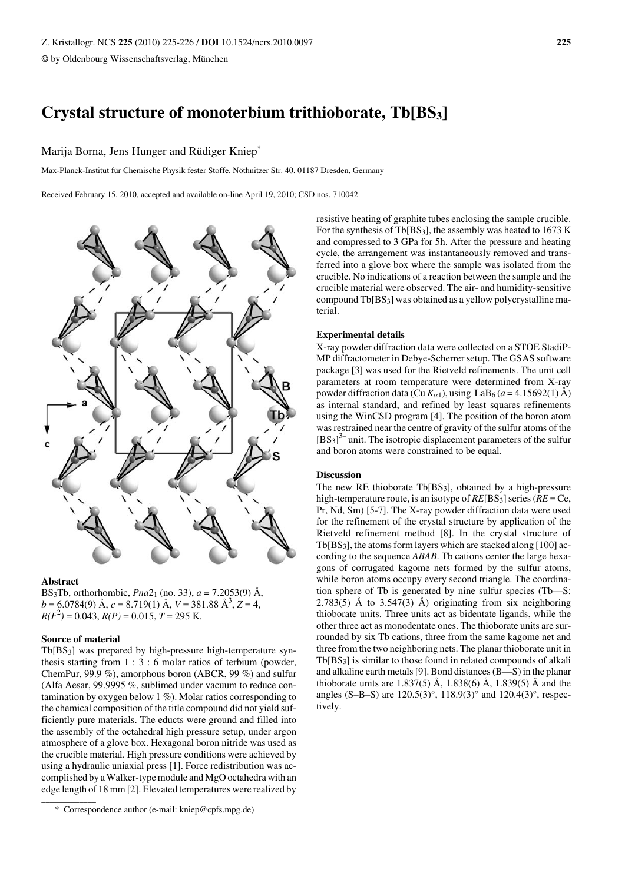# Crystal structure of monoterbium trithioborate, Tb[$BS_3$]

Marija Borna, Jens Hunger and Rüdiger Kniep*

Max-Planck-Institut für Chemische Physik fester Stoffe, Nöthnitzer Str. 40, 01187 Dresden, Germany

Received February 15, 2010, accepted and available on-line April 19, 2010; CSD nos. 710042

### Abstract

$BS_3Tb$, orthorhombic, $Pna2_1$ (no. 33), $a$ = 7.2053(9) Å, $b$ = 6.0784(9) Å, $c$ = 8.719(1) Å, $V$ = 381.88 Å$^3$, $Z$ = 4, $R(F^2)$ = 0.043, $R(P)$ = 0.015, $T$ = 295 K.

### Source of material

Tb[$BS_3$] was prepared by high-pressure high-temperature synthesis starting from 1 : 3 : 6 molar ratios of terbium (powder, ChemPur, 99.9 %), amorphous boron (ABCR, 99 %) and sulfur (Alfa Aesar, 99.9995 %, sublimed under vacuum to reduce contamination by oxygen below 1 %). Molar ratios corresponding to the chemical composition of the title compound did not yield sufficiently pure materials. The educts were ground and filled into the assembly of the octahedral high pressure setup, under argon atmosphere of a glove box. Hexagonal boron nitride was used as the crucible material. High pressure conditions were achieved by using a hydraulic uniaxial press [1]. Force redistribution was accomplished by a Walker-type module and MgO octahedra with an edge length of 18 mm [2]. Elevated temperatures were realized by resistive heating of graphite tubes enclosing the sample crucible. For the synthesis of Tb[$BS_3$], the assembly was heated to 1673 K and compressed to 3 GPa for 5h. After the pressure and heating cycle, the arrangement was instantaneously removed and transferred into a glove box where the sample was isolated from the crucible. No indications of a reaction between the sample and the crucible material were observed. The air- and humidity-sensitive compound Tb[$BS_3$] was obtained as a yellow polycrystalline material.

### Experimental details

X-ray powder diffraction data were collected on a STOE StadiP-MP diffractometer in Debye-Scherrer setup. The GSAS software package [3] was used for the Rietveld refinements. The unit cell parameters at room temperature were determined from X-ray powder diffraction data (Cu $K_{\alpha 1}$), using $LaB_6$ ($a$ = 4.15692(1) Å) as internal standard, and refined by least squares refinements using the WinCSD program [4]. The position of the boron atom was restrained near the centre of gravity of the sulfur atoms of the [$BS_3$]$^{3-}$ unit. The isotropic displacement parameters of the sulfur and boron atoms were constrained to be equal.

### Discussion

The new RE thioborate Tb[$BS_3$], obtained by a high-pressure high-temperature route, is an isotype of $RE$[$BS_3$] series ($RE$ = Ce, Pr, Nd, Sm) [5-7]. The X-ray powder diffraction data were used for the refinement of the crystal structure by application of the Rietveld refinement method [8]. In the crystal structure of Tb[$BS_3$], the atoms form layers which are stacked along [100] according to the sequence $ABAB$. Tb cations center the large hexagons of corrugated kagome nets formed by the sulfur atoms, while boron atoms occupy every second triangle. The coordination sphere of Tb is generated by nine sulfur species (Tb—S: 2.783(5) Å to 3.547(3) Å) originating from six neighboring thioborate units. Three units act as bidentate ligands, while the other three act as monodentate ones. The thioborate units are surrounded by six Tb cations, three from the same kagome net and three from the two neighboring nets. The planar thioborate unit in Tb[$BS_3$] is similar to those found in related compounds of alkali and alkaline earth metals [9]. Bond distances (B—S) in the planar thioborate units are 1.837(5) Å, 1.838(6) Å, 1.839(5) Å and the angles (S–B–S) are 120.5(3)°, 118.9(3)° and 120.4(3)°, respectively.

---

* Correspondence author (e-mail: kniep@cpfs.mpg.de)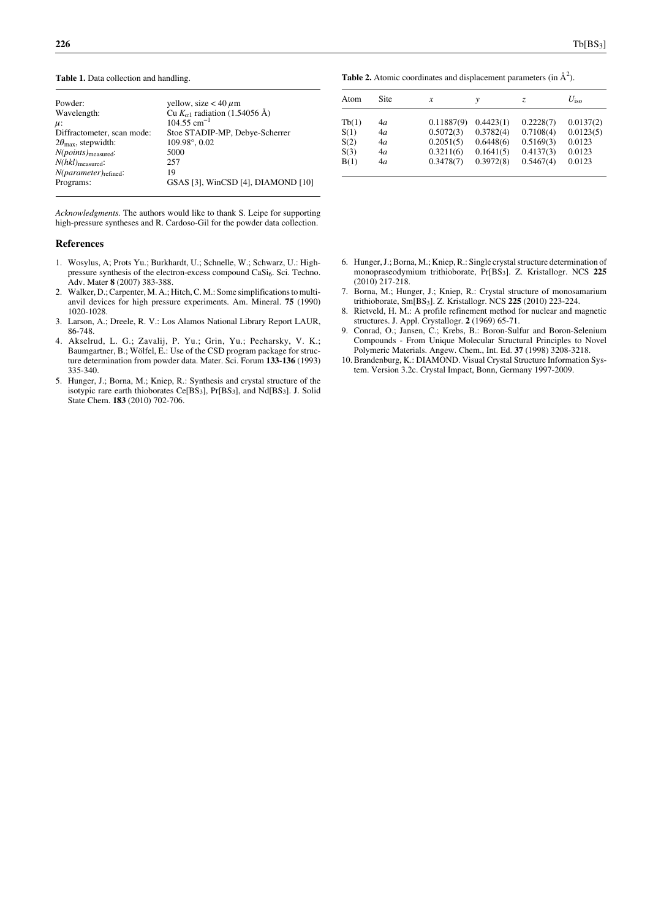**Table 1.** Data collection and handling.

| | |
|---|---|
| Powder: | yellow, size < 40 $\mu$m |
| Wavelength: | Cu $K_{\alpha 1}$ radiation (1.54056 Å) |
| $\mu$: | 104.55 cm$^{-1}$ |
| Diffractometer, scan mode: | Stoe STADIP-MP, Debye-Scherrer |
| $2\theta_{max}$, stepwidth: | 109.98°, 0.02 |
| $N(points)_{measured}$: | 5000 |
| $N(hkl)_{measured}$: | 257 |
| $N(parameter)_{refined}$: | 19 |
| Programs: | GSAS [3], WinCSD [4], DIAMOND [10] |

**Table 2.** Atomic coordinates and displacement parameters (in Å$^2$).

| Atom | Site | $x$ | $y$ | $z$ | $U_{iso}$ |
|---|---|---|---|---|---|
| Tb(1) | 4*a* | 0.11887(9) | 0.4423(1) | 0.2228(7) | 0.0137(2) |
| S(1) | 4*a* | 0.5072(3) | 0.3782(4) | 0.7108(4) | 0.0123(5) |
| S(2) | 4*a* | 0.2051(5) | 0.6448(6) | 0.5169(3) | 0.0123 |
| S(3) | 4*a* | 0.3211(6) | 0.1641(5) | 0.4137(3) | 0.0123 |
| B(1) | 4*a* | 0.3478(7) | 0.3972(8) | 0.5467(4) | 0.0123 |

*Acknowledgments.* The authors would like to thank S. Leipe for supporting high-pressure syntheses and R. Cardoso-Gil for the powder data collection.

## References

1. Wosylus, A; Prots Yu.; Burkhardt, U.; Schnelle, W.; Schwarz, U.: High-pressure synthesis of the electron-excess compound $CaSi_6$. Sci. Techno. Adv. Mater **8** (2007) 383-388.
2. Walker, D.; Carpenter, M. A.; Hitch, C. M.: Some simplifications to multi-anvil devices for high pressure experiments. Am. Mineral. **75** (1990) 1020-1028.
3. Larson, A.; Dreele, R. V.: Los Alamos National Library Report LAUR, 86-748.
4. Akselrud, L. G.; Zavalij, P. Yu.; Grin, Yu.; Pecharsky, V. K.; Baumgartner, B.; Wölfel, E.: Use of the CSD program package for structure determination from powder data. Mater. Sci. Forum **133-136** (1993) 335-340.
5. Hunger, J.; Borna, M.; Kniep, R.: Synthesis and crystal structure of the isotypic rare earth thioborates Ce[$BS_3$], Pr[$BS_3$], and Nd[$BS_3$]. J. Solid State Chem. **183** (2010) 702-706.
6. Hunger, J.; Borna, M.; Kniep, R.: Single crystal structure determination of monopraseodymium trithioborate, Pr[$BS_3$]. Z. Kristallogr. NCS **225** (2010) 217-218.
7. Borna, M.; Hunger, J.; Kniep, R.: Crystal structure of monosamarium trithioborate, Sm[$BS_3$]. Z. Kristallogr. NCS **225** (2010) 223-224.
8. Rietveld, H. M.: A profile refinement method for nuclear and magnetic structures. J. Appl. Crystallogr. **2** (1969) 65-71.
9. Conrad, O.; Jansen, C.; Krebs, B.: Boron-Sulfur and Boron-Selenium Compounds - From Unique Molecular Structural Principles to Novel Polymeric Materials. Angew. Chem., Int. Ed. **37** (1998) 3208-3218.
10. Brandenburg, K.: DIAMOND. Visual Crystal Structure Information System. Version 3.2c. Crystal Impact, Bonn, Germany 1997-2009.